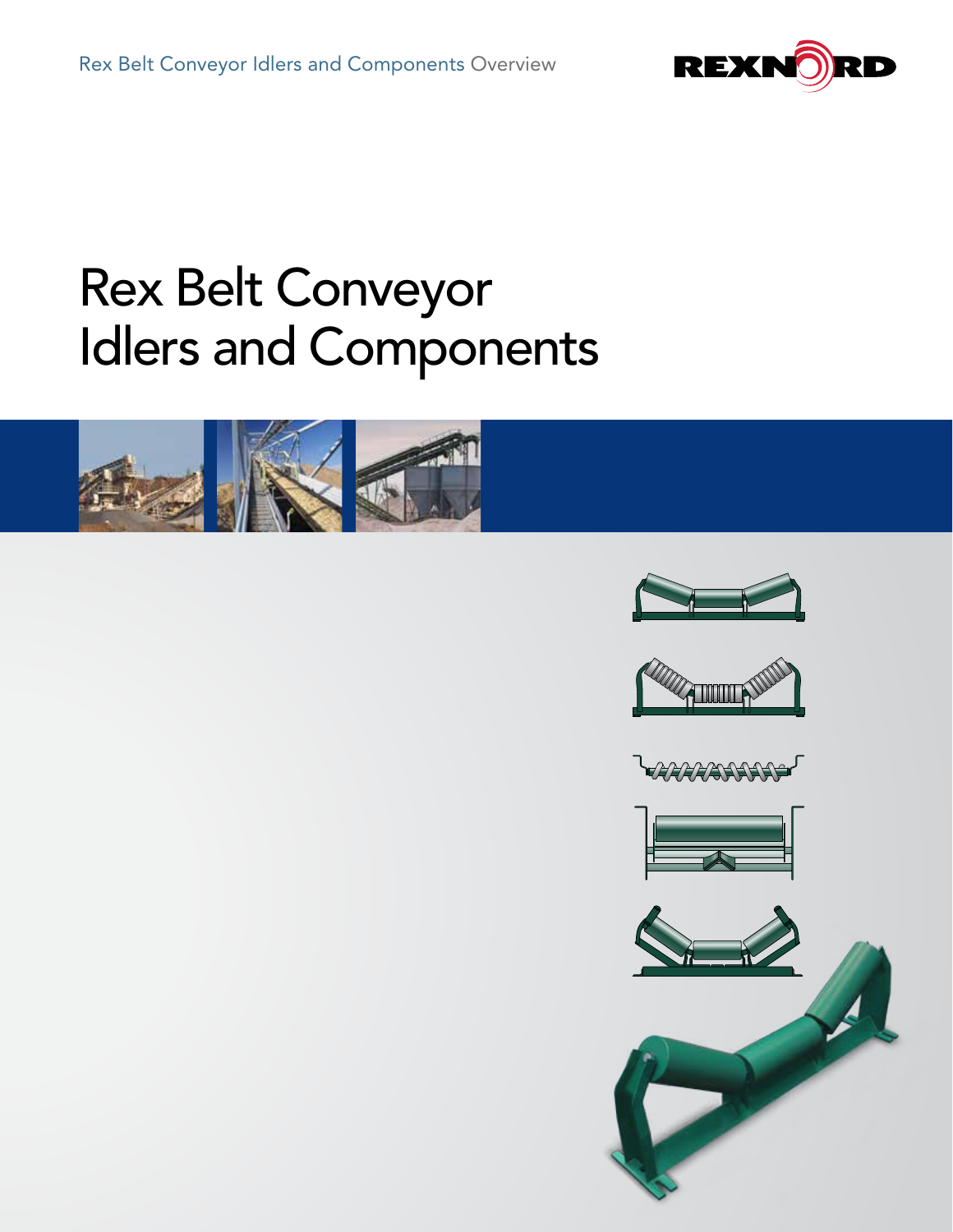Rex Belt Conveyor Idlers and Components Overview

# Rex Belt Conveyor Idlers and Components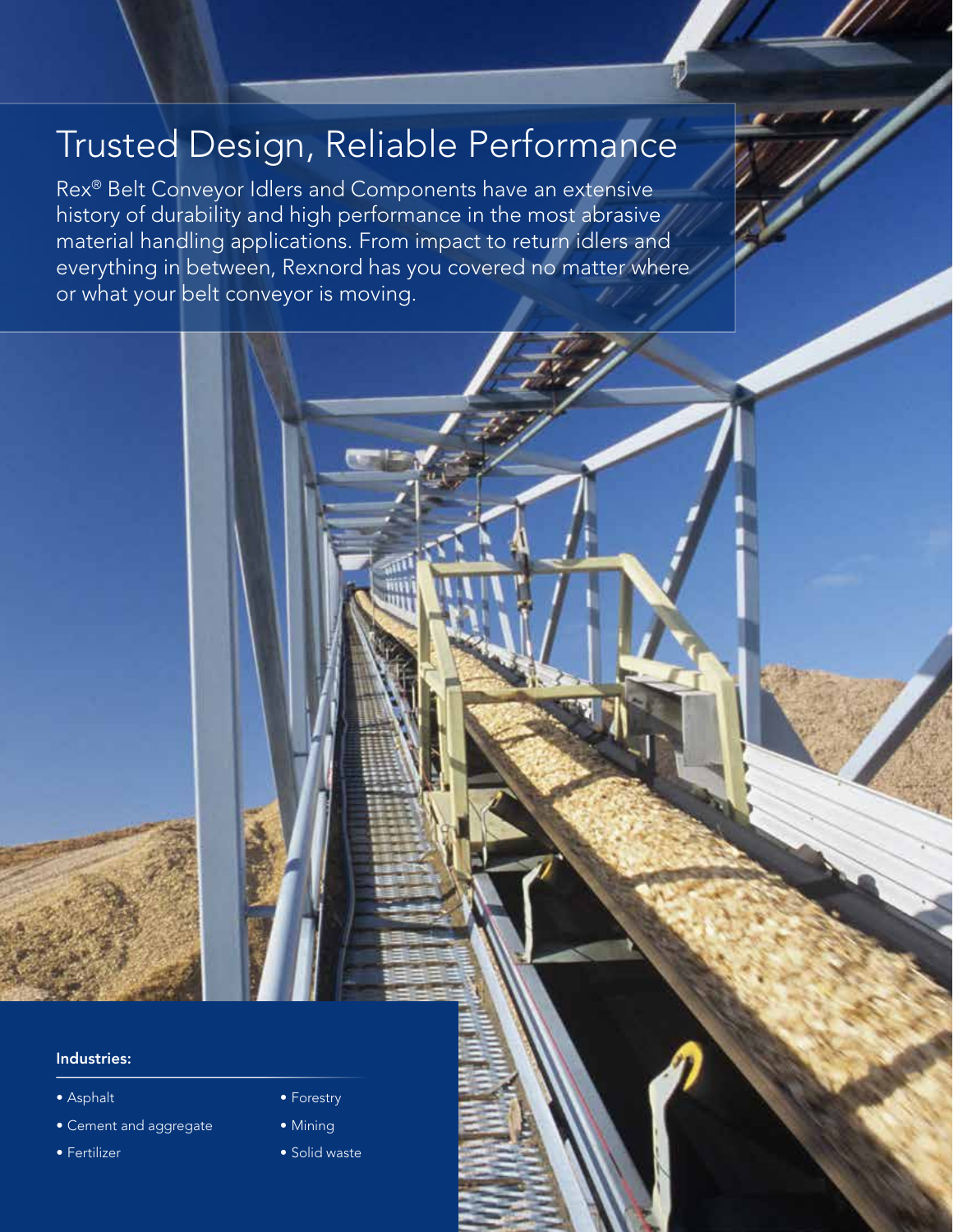# Trusted Design, Reliable Performance

Rex® Belt Conveyor Idlers and Components have an extensive history of durability and high performance in the most abrasive material handling applications. From impact to return idlers and everything in between, Rexnord has you covered no matter where or what your belt conveyor is moving.

**Industries:**

- Asphalt
- Cement and aggregate
- Fertilizer
- Forestry
- Mining
- Solid waste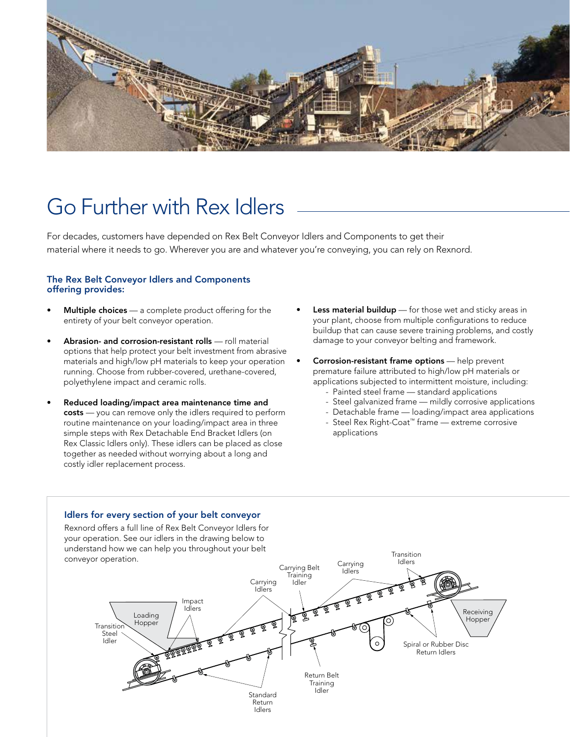# Go Further with Rex Idlers

For decades, customers have depended on Rex Belt Conveyor Idlers and Components to get their material where it needs to go. Wherever you are and whatever you're conveying, you can rely on Rexnord.

### The Rex Belt Conveyor Idlers and Components offering provides:

- **Multiple choices** — a complete product offering for the entirety of your belt conveyor operation.
- **Abrasion- and corrosion-resistant rolls** — roll material options that help protect your belt investment from abrasive materials and high/low pH materials to keep your operation running. Choose from rubber-covered, urethane-covered, polyethylene impact and ceramic rolls.
- **Reduced loading/impact area maintenance time and costs** — you can remove only the idlers required to perform routine maintenance on your loading/impact area in three simple steps with Rex Detachable End Bracket Idlers (on Rex Classic Idlers only). These idlers can be placed as close together as needed without worrying about a long and costly idler replacement process.
- **Less material buildup** — for those wet and sticky areas in your plant, choose from multiple configurations to reduce buildup that can cause severe training problems, and costly damage to your conveyor belting and framework.
- **Corrosion-resistant frame options** — help prevent premature failure attributed to high/low pH materials or applications subjected to intermittent moisture, including:
  - Painted steel frame — standard applications
  - Steel galvanized frame — mildly corrosive applications
  - Detachable frame — loading/impact area applications
  - Steel Rex Right-Coat™ frame — extreme corrosive applications

### Idlers for every section of your belt conveyor

Rexnord offers a full line of Rex Belt Conveyor Idlers for your operation. See our idlers in the drawing below to understand how we can help you throughout your belt conveyor operation.

Transition Steel Idler · Loading Hopper · Impact Idlers · Carrying Idlers · Carrying Belt Training Idler · Carrying Idlers · Transition Idlers · Receiving Hopper · Spiral or Rubber Disc Return Idlers · Return Belt Training Idler · Standard Return Idlers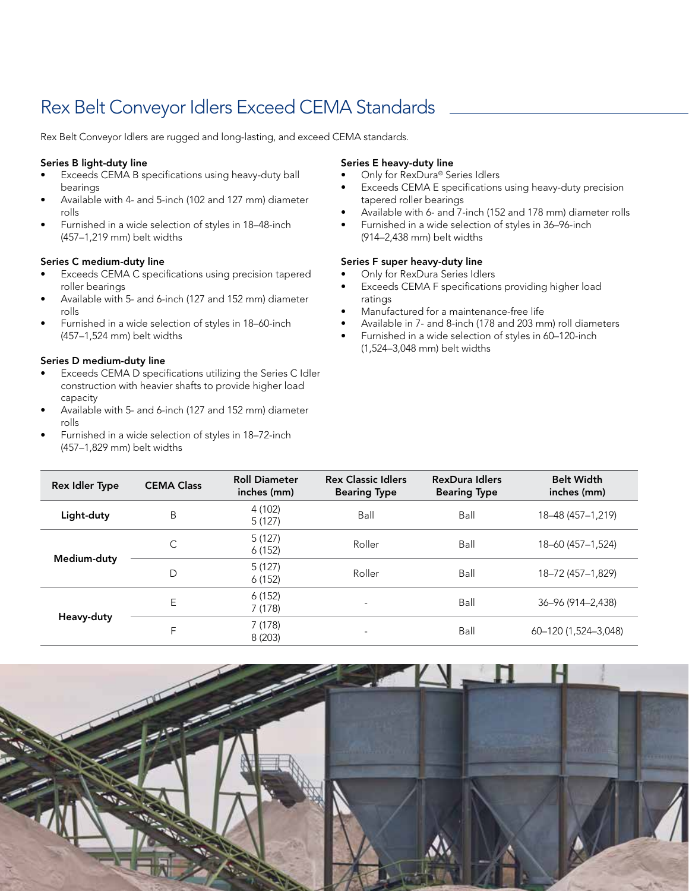# Rex Belt Conveyor Idlers Exceed CEMA Standards

Rex Belt Conveyor Idlers are rugged and long-lasting, and exceed CEMA standards.

**Series B light-duty line**

- Exceeds CEMA B specifications using heavy-duty ball bearings
- Available with 4- and 5-inch (102 and 127 mm) diameter rolls
- Furnished in a wide selection of styles in 18–48-inch (457–1,219 mm) belt widths

**Series C medium-duty line**

- Exceeds CEMA C specifications using precision tapered roller bearings
- Available with 5- and 6-inch (127 and 152 mm) diameter rolls
- Furnished in a wide selection of styles in 18–60-inch (457–1,524 mm) belt widths

**Series D medium-duty line**

- Exceeds CEMA D specifications utilizing the Series C Idler construction with heavier shafts to provide higher load capacity
- Available with 5- and 6-inch (127 and 152 mm) diameter rolls
- Furnished in a wide selection of styles in 18–72-inch (457–1,829 mm) belt widths

**Series E heavy-duty line**

- Only for RexDura® Series Idlers
- Exceeds CEMA E specifications using heavy-duty precision tapered roller bearings
- Available with 6- and 7-inch (152 and 178 mm) diameter rolls
- Furnished in a wide selection of styles in 36–96-inch (914–2,438 mm) belt widths

**Series F super heavy-duty line**

- Only for RexDura Series Idlers
- Exceeds CEMA F specifications providing higher load ratings
- Manufactured for a maintenance-free life
- Available in 7- and 8-inch (178 and 203 mm) roll diameters
- Furnished in a wide selection of styles in 60–120-inch (1,524–3,048 mm) belt widths

| Rex Idler Type | CEMA Class | Roll Diameter inches (mm) | Rex Classic Idlers Bearing Type | RexDura Idlers Bearing Type | Belt Width inches (mm) |
|---|---|---|---|---|---|
| Light-duty | B | 4 (102)<br>5 (127) | Ball | Ball | 18–48 (457–1,219) |
| Medium-duty | C | 5 (127)<br>6 (152) | Roller | Ball | 18–60 (457–1,524) |
| | D | 5 (127)<br>6 (152) | Roller | Ball | 18–72 (457–1,829) |
| Heavy-duty | E | 6 (152)<br>7 (178) | - | Ball | 36–96 (914–2,438) |
| | F | 7 (178)<br>8 (203) | - | Ball | 60–120 (1,524–3,048) |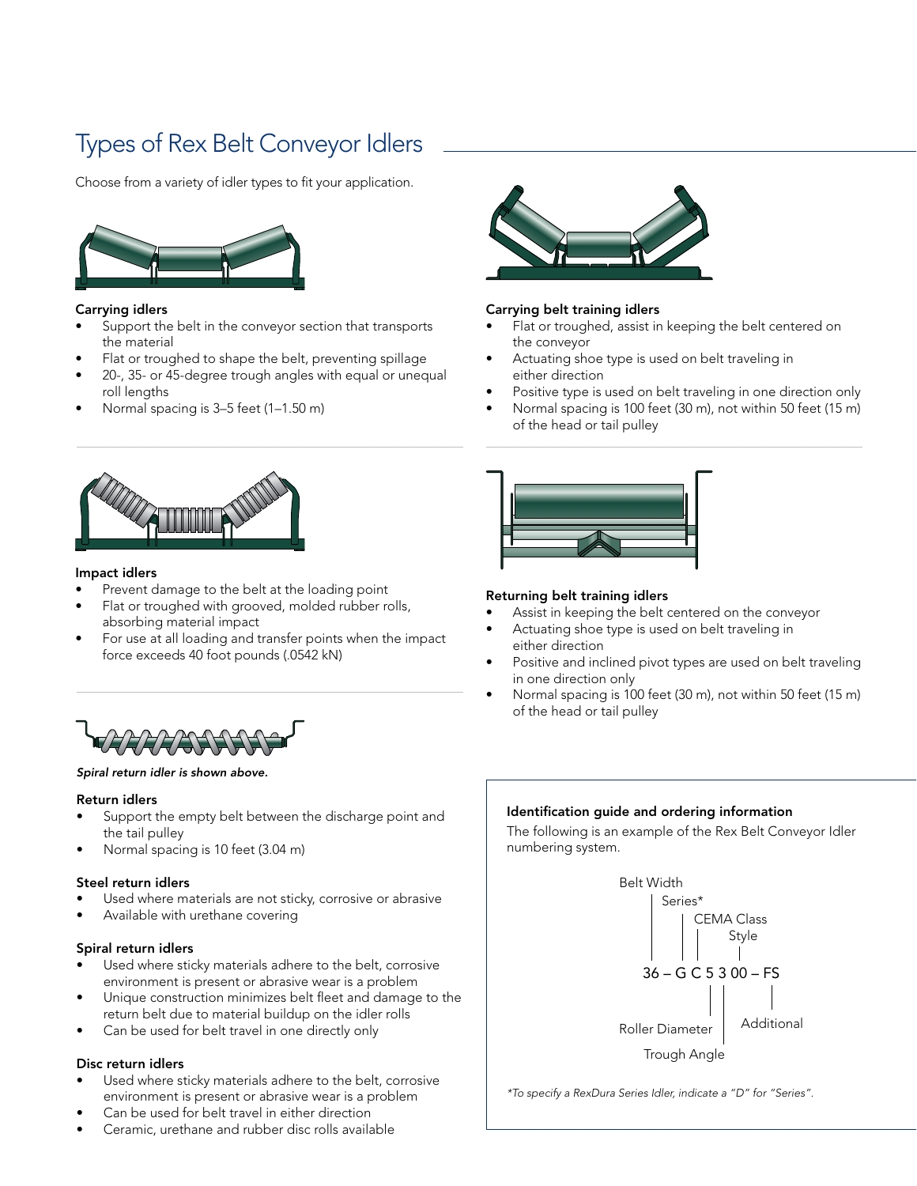# Types of Rex Belt Conveyor Idlers

Choose from a variety of idler types to fit your application.

### Carrying idlers

- Support the belt in the conveyor section that transports the material
- Flat or troughed to shape the belt, preventing spillage
- 20-, 35- or 45-degree trough angles with equal or unequal roll lengths
- Normal spacing is 3–5 feet (1–1.50 m)

### Impact idlers

- Prevent damage to the belt at the loading point
- Flat or troughed with grooved, molded rubber rolls, absorbing material impact
- For use at all loading and transfer points when the impact force exceeds 40 foot pounds (.0542 kN)

*Spiral return idler is shown above.*

### Return idlers

- Support the empty belt between the discharge point and the tail pulley
- Normal spacing is 10 feet (3.04 m)

### Steel return idlers

- Used where materials are not sticky, corrosive or abrasive
- Available with urethane covering

### Spiral return idlers

- Used where sticky materials adhere to the belt, corrosive environment is present or abrasive wear is a problem
- Unique construction minimizes belt fleet and damage to the return belt due to material buildup on the idler rolls
- Can be used for belt travel in one directly only

### Disc return idlers

- Used where sticky materials adhere to the belt, corrosive environment is present or abrasive wear is a problem
- Can be used for belt travel in either direction
- Ceramic, urethane and rubber disc rolls available

### Carrying belt training idlers

- Flat or troughed, assist in keeping the belt centered on the conveyor
- Actuating shoe type is used on belt traveling in either direction
- Positive type is used on belt traveling in one direction only
- Normal spacing is 100 feet (30 m), not within 50 feet (15 m) of the head or tail pulley

### Returning belt training idlers

- Assist in keeping the belt centered on the conveyor
- Actuating shoe type is used on belt traveling in either direction
- Positive and inclined pivot types are used on belt traveling in one direction only
- Normal spacing is 100 feet (30 m), not within 50 feet (15 m) of the head or tail pulley

### Identification guide and ordering information

The following is an example of the Rex Belt Conveyor Idler numbering system.

**36 – G C 5 3 00 – FS**

- 36 – Belt Width
- G – Series*
- C – CEMA Class
- 5 – Roller Diameter
- 3 – Trough Angle
- 00 – Style
- FS – Additional

*\*To specify a RexDura Series Idler, indicate a "D" for "Series".*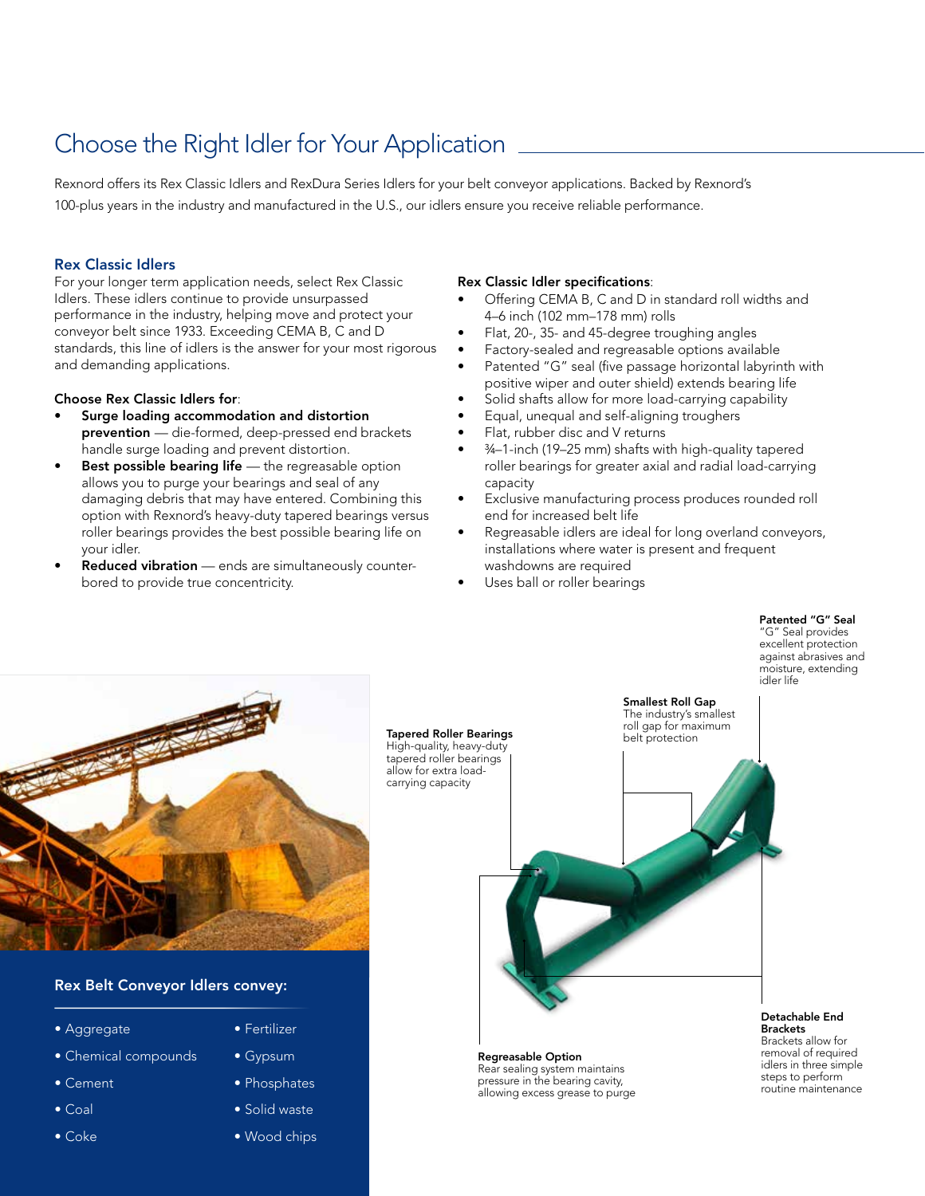# Choose the Right Idler for Your Application

Rexnord offers its Rex Classic Idlers and RexDura Series Idlers for your belt conveyor applications. Backed by Rexnord's 100-plus years in the industry and manufactured in the U.S., our idlers ensure you receive reliable performance.

## Rex Classic Idlers

For your longer term application needs, select Rex Classic Idlers. These idlers continue to provide unsurpassed performance in the industry, helping move and protect your conveyor belt since 1933. Exceeding CEMA B, C and D standards, this line of idlers is the answer for your most rigorous and demanding applications.

**Choose Rex Classic Idlers for**:

- **Surge loading accommodation and distortion prevention** — die-formed, deep-pressed end brackets handle surge loading and prevent distortion.
- **Best possible bearing life** — the regreasable option allows you to purge your bearings and seal of any damaging debris that may have entered. Combining this option with Rexnord's heavy-duty tapered bearings versus roller bearings provides the best possible bearing life on your idler.
- **Reduced vibration** — ends are simultaneously counter-bored to provide true concentricity.

**Rex Classic Idler specifications**:

- Offering CEMA B, C and D in standard roll widths and 4–6 inch (102 mm–178 mm) rolls
- Flat, 20-, 35- and 45-degree troughing angles
- Factory-sealed and regreasable options available
- Patented "G" seal (five passage horizontal labyrinth with positive wiper and outer shield) extends bearing life
- Solid shafts allow for more load-carrying capability
- Equal, unequal and self-aligning troughers
- Flat, rubber disc and V returns
- ¾–1-inch (19–25 mm) shafts with high-quality tapered roller bearings for greater axial and radial load-carrying capacity
- Exclusive manufacturing process produces rounded roll end for increased belt life
- Regreasable idlers are ideal for long overland conveyors, installations where water is present and frequent washdowns are required
- Uses ball or roller bearings

**Patented "G" Seal**
"G" Seal provides excellent protection against abrasives and moisture, extending idler life

**Smallest Roll Gap**
The industry's smallest roll gap for maximum belt protection

**Tapered Roller Bearings**
High-quality, heavy-duty tapered roller bearings allow for extra load-carrying capacity

**Regreasable Option**
Rear sealing system maintains pressure in the bearing cavity, allowing excess grease to purge

**Detachable End Brackets**
Brackets allow for removal of required idlers in three simple steps to perform routine maintenance

### Rex Belt Conveyor Idlers convey:

- Aggregate
- Chemical compounds
- Cement
- Coal
- Coke
- Fertilizer
- Gypsum
- Phosphates
- Solid waste
- Wood chips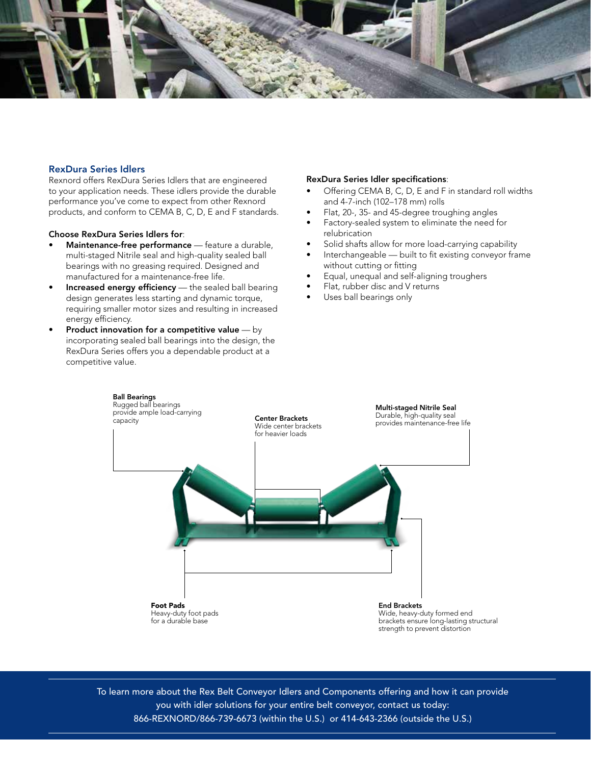## RexDura Series Idlers

Rexnord offers RexDura Series Idlers that are engineered to your application needs. These idlers provide the durable performance you've come to expect from other Rexnord products, and conform to CEMA B, C, D, E and F standards.

**Choose RexDura Series Idlers for**:

- **Maintenance-free performance** — feature a durable, multi-staged Nitrile seal and high-quality sealed ball bearings with no greasing required. Designed and manufactured for a maintenance-free life.
- **Increased energy efficiency** — the sealed ball bearing design generates less starting and dynamic torque, requiring smaller motor sizes and resulting in increased energy efficiency.
- **Product innovation for a competitive value** — by incorporating sealed ball bearings into the design, the RexDura Series offers you a dependable product at a competitive value.

**RexDura Series Idler specifications**:

- Offering CEMA B, C, D, E and F in standard roll widths and 4-7-inch (102–178 mm) rolls
- Flat, 20-, 35- and 45-degree troughing angles
- Factory-sealed system to eliminate the need for relubrication
- Solid shafts allow for more load-carrying capability
- Interchangeable — built to fit existing conveyor frame without cutting or fitting
- Equal, unequal and self-aligning troughers
- Flat, rubber disc and V returns
- Uses ball bearings only

**Ball Bearings**
Rugged ball bearings provide ample load-carrying capacity

**Center Brackets**
Wide center brackets for heavier loads

**Multi-staged Nitrile Seal**
Durable, high-quality seal provides maintenance-free life

**Foot Pads**
Heavy-duty foot pads for a durable base

**End Brackets**
Wide, heavy-duty formed end brackets ensure long-lasting structural strength to prevent distortion

To learn more about the Rex Belt Conveyor Idlers and Components offering and how it can provide you with idler solutions for your entire belt conveyor, contact us today:
866-REXNORD/866-739-6673 (within the U.S.) or 414-643-2366 (outside the U.S.)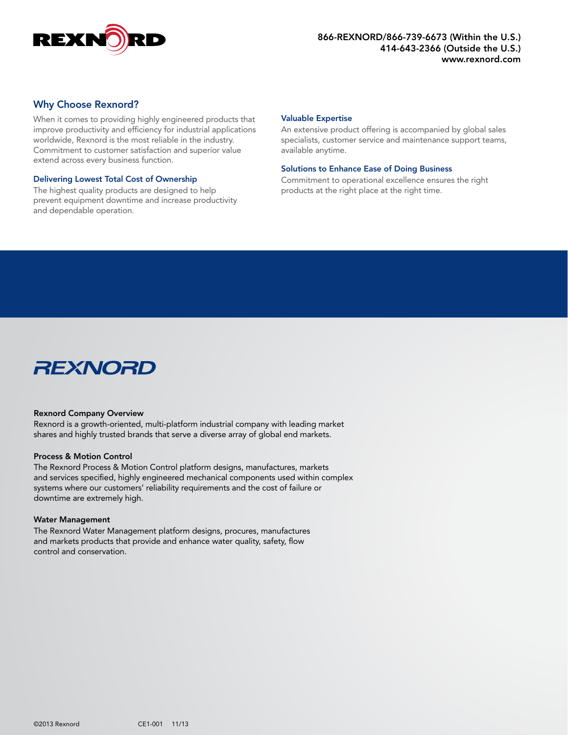866-REXNORD/866-739-6673 (Within the U.S.)
414-643-2366 (Outside the U.S.)
www.rexnord.com

## Why Choose Rexnord?

When it comes to providing highly engineered products that improve productivity and efficiency for industrial applications worldwide, Rexnord is the most reliable in the industry. Commitment to customer satisfaction and superior value extend across every business function.

### Delivering Lowest Total Cost of Ownership

The highest quality products are designed to help prevent equipment downtime and increase productivity and dependable operation.

### Valuable Expertise

An extensive product offering is accompanied by global sales specialists, customer service and maintenance support teams, available anytime.

### Solutions to Enhance Ease of Doing Business

Commitment to operational excellence ensures the right products at the right place at the right time.

**REXNORD**

**Rexnord Company Overview**
Rexnord is a growth-oriented, multi-platform industrial company with leading market shares and highly trusted brands that serve a diverse array of global end markets.

**Process & Motion Control**
The Rexnord Process & Motion Control platform designs, manufactures, markets and services specified, highly engineered mechanical components used within complex systems where our customers' reliability requirements and the cost of failure or downtime are extremely high.

**Water Management**
The Rexnord Water Management platform designs, procures, manufactures and markets products that provide and enhance water quality, safety, flow control and conservation.

©2013 Rexnord CE1-001 11/13